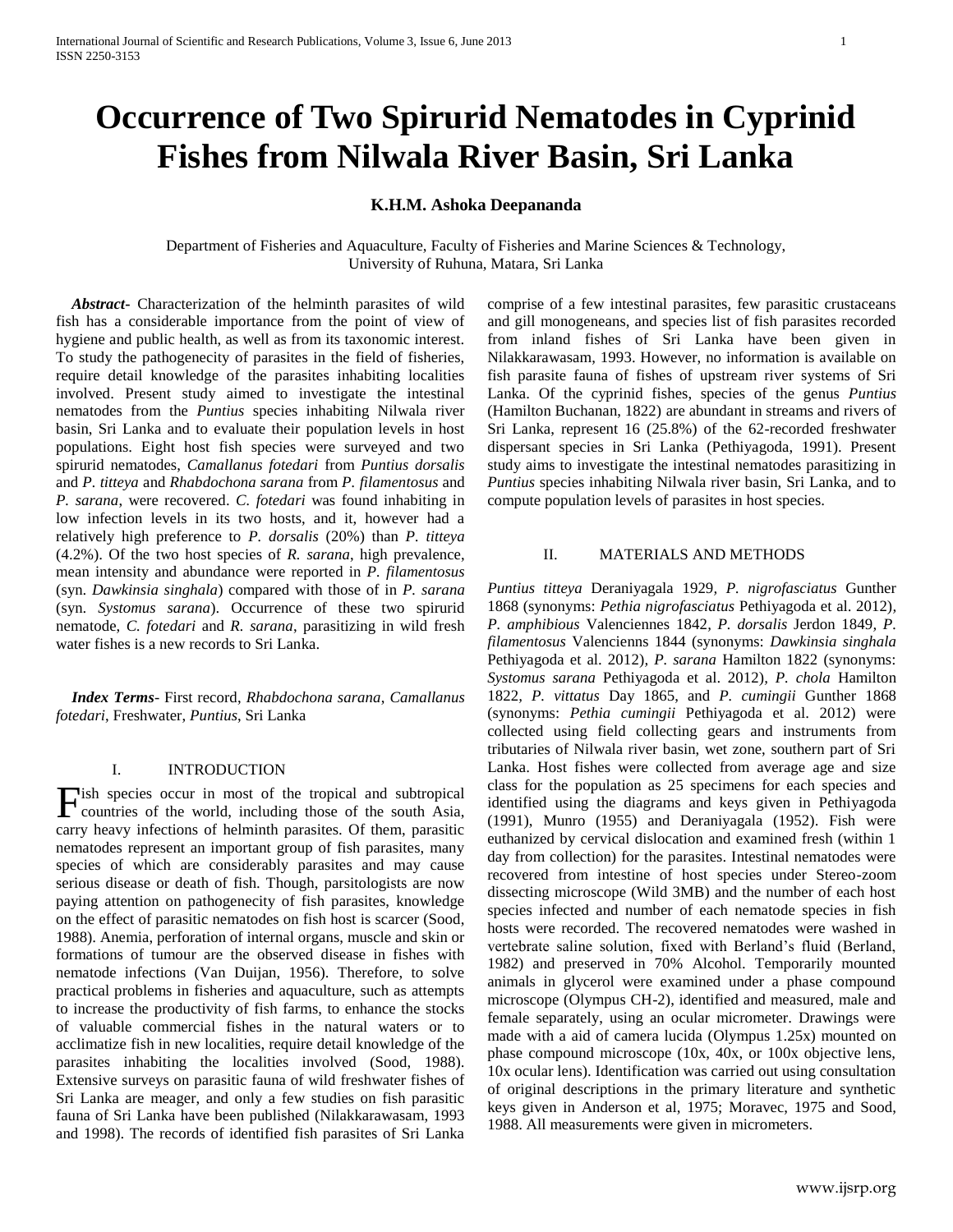# Occurrence of Two Spirurid Nematodes in Cyprinid Fishes from Nilwala River Basin, Sri Lanka

**K.H.M. Ashoka Deepananda**

Department of Fisheries and Aquaculture, Faculty of Fisheries and Marine Sciences & Technology, University of Ruhuna, Matara, Sri Lanka

***Abstract***- Characterization of the helminth parasites of wild fish has a considerable importance from the point of view of hygiene and public health, as well as from its taxonomic interest. To study the pathogenecity of parasites in the field of fisheries, require detail knowledge of the parasites inhabiting localities involved. Present study aimed to investigate the intestinal nematodes from the *Puntius* species inhabiting Nilwala river basin, Sri Lanka and to evaluate their population levels in host populations. Eight host fish species were surveyed and two spirurid nematodes, *Camallanus fotedari* from *Puntius dorsalis* and *P. titteya* and *Rhabdochona sarana* from *P. filamentosus* and *P. sarana*, were recovered. *C. fotedari* was found inhabiting in low infection levels in its two hosts, and it, however had a relatively high preference to *P. dorsalis* (20%) than *P. titteya* (4.2%). Of the two host species of *R. sarana*, high prevalence, mean intensity and abundance were reported in *P. filamentosus* (syn. *Dawkinsia singhala*) compared with those of in *P. sarana* (syn. *Systomus sarana*). Occurrence of these two spirurid nematode, *C. fotedari* and *R. sarana*, parasitizing in wild fresh water fishes is a new records to Sri Lanka.

***Index Terms***- First record, *Rhabdochona sarana*, *Camallanus fotedari*, Freshwater, *Puntius*, Sri Lanka

## I. INTRODUCTION

Fish species occur in most of the tropical and subtropical countries of the world, including those of the south Asia, carry heavy infections of helminth parasites. Of them, parasitic nematodes represent an important group of fish parasites, many species of which are considerably parasites and may cause serious disease or death of fish. Though, parsitologists are now paying attention on pathogenecity of fish parasites, knowledge on the effect of parasitic nematodes on fish host is scarcer (Sood, 1988). Anemia, perforation of internal organs, muscle and skin or formations of tumour are the observed disease in fishes with nematode infections (Van Duijan, 1956). Therefore, to solve practical problems in fisheries and aquaculture, such as attempts to increase the productivity of fish farms, to enhance the stocks of valuable commercial fishes in the natural waters or to acclimatize fish in new localities, require detail knowledge of the parasites inhabiting the localities involved (Sood, 1988). Extensive surveys on parasitic fauna of wild freshwater fishes of Sri Lanka are meager, and only a few studies on fish parasitic fauna of Sri Lanka have been published (Nilakkarawasam, 1993 and 1998). The records of identified fish parasites of Sri Lanka comprise of a few intestinal parasites, few parasitic crustaceans and gill monogeneans, and species list of fish parasites recorded from inland fishes of Sri Lanka have been given in Nilakkarawasam, 1993. However, no information is available on fish parasite fauna of fishes of upstream river systems of Sri Lanka. Of the cyprinid fishes, species of the genus *Puntius* (Hamilton Buchanan, 1822) are abundant in streams and rivers of Sri Lanka, represent 16 (25.8%) of the 62-recorded freshwater dispersant species in Sri Lanka (Pethiyagoda, 1991). Present study aims to investigate the intestinal nematodes parasitizing in *Puntius* species inhabiting Nilwala river basin, Sri Lanka, and to compute population levels of parasites in host species.

## II. MATERIALS AND METHODS

*Puntius titteya* Deraniyagala 1929, *P. nigrofasciatus* Gunther 1868 (synonyms: *Pethia nigrofasciatus* Pethiyagoda et al. 2012), *P. amphibious* Valenciennes 1842, *P. dorsalis* Jerdon 1849, *P. filamentosus* Valenciens 1844 (synonyms: *Dawkinsia singhala* Pethiyagoda et al. 2012), *P. sarana* Hamilton 1822 (synonyms: *Systomus sarana* Pethiyagoda et al. 2012), *P. chola* Hamilton 1822, *P. vittatus* Day 1865, and *P. cumingii* Gunther 1868 (synonyms: *Pethia cumingii* Pethiyagoda et al. 2012) were collected using field collecting gears and instruments from tributaries of Nilwala river basin, wet zone, southern part of Sri Lanka. Host fishes were collected from average age and size class for the population as 25 specimens for each species and identified using the diagrams and keys given in Pethiyagoda (1991), Munro (1955) and Deraniyagala (1952). Fish were euthanized by cervical dislocation and examined fresh (within 1 day from collection) for the parasites. Intestinal nematodes were recovered from intestine of host species under Stereo-zoom dissecting microscope (Wild 3MB) and the number of each host species infected and number of each nematode species in fish hosts were recorded. The recovered nematodes were washed in vertebrate saline solution, fixed with Berland's fluid (Berland, 1982) and preserved in 70% Alcohol. Temporarily mounted animals in glycerol were examined under a phase compound microscope (Olympus CH-2), identified and measured, male and female separately, using an ocular micrometer. Drawings were made with a aid of camera lucida (Olympus 1.25x) mounted on phase compound microscope (10x, 40x, or 100x objective lens, 10x ocular lens). Identification was carried out using consultation of original descriptions in the primary literature and synthetic keys given in Anderson et al, 1975; Moravec, 1975 and Sood, 1988. All measurements were given in micrometers.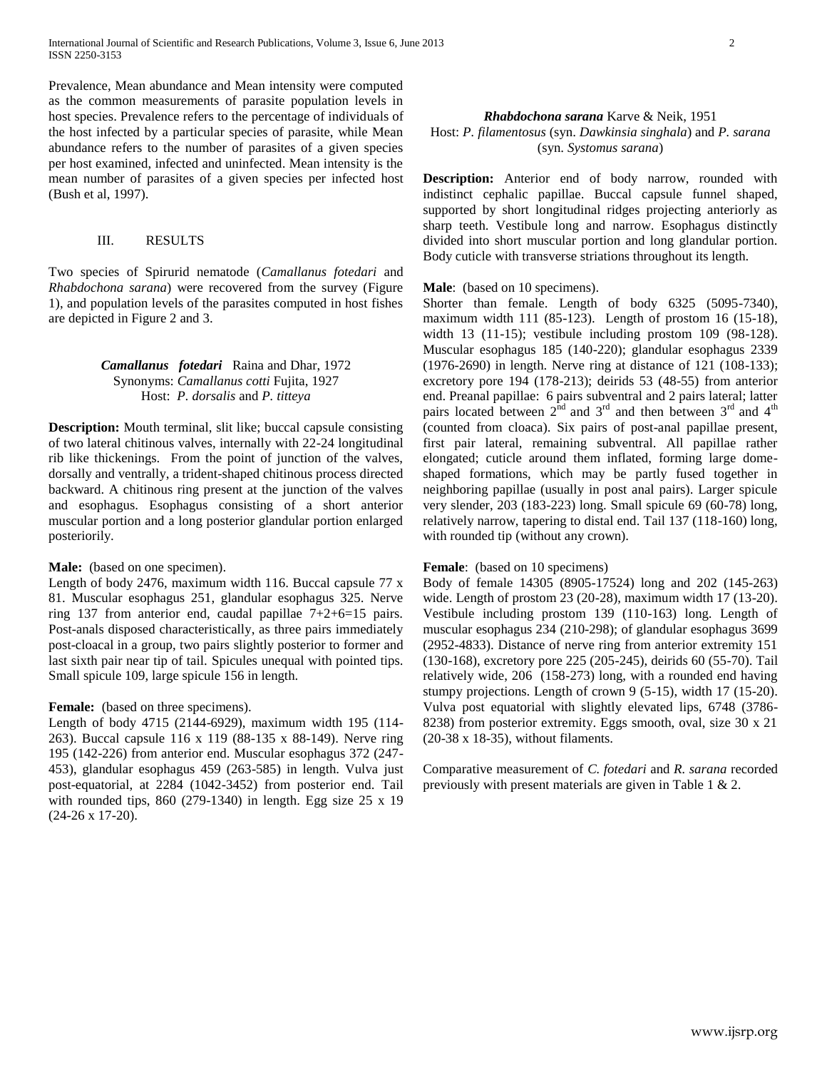Prevalence, Mean abundance and Mean intensity were computed as the common measurements of parasite population levels in host species. Prevalence refers to the percentage of individuals of the host infected by a particular species of parasite, while Mean abundance refers to the number of parasites of a given species per host examined, infected and uninfected. Mean intensity is the mean number of parasites of a given species per infected host (Bush et al, 1997).

## III. RESULTS

Two species of Spirurid nematode (*Camallanus fotedari* and *Rhabdochona sarana*) were recovered from the survey (Figure 1), and population levels of the parasites computed in host fishes are depicted in Figure 2 and 3.

### ***Camallanus fotedari*** Raina and Dhar, 1972

Synonyms: *Camallanus cotti* Fujita, 1927
Host: *P. dorsalis* and *P. titteya*

**Description:** Mouth terminal, slit like; buccal capsule consisting of two lateral chitinous valves, internally with 22-24 longitudinal rib like thickenings. From the point of junction of the valves, dorsally and ventrally, a trident-shaped chitinous process directed backward. A chitinous ring present at the junction of the valves and esophagus. Esophagus consisting of a short anterior muscular portion and a long posterior glandular portion enlarged posteriorily.

**Male:** (based on one specimen).
Length of body 2476, maximum width 116. Buccal capsule 77 x 81. Muscular esophagus 251, glandular esophagus 325. Nerve ring 137 from anterior end, caudal papillae 7+2+6=15 pairs. Post-anals disposed characteristically, as three pairs immediately post-cloacal in a group, two pairs slightly posterior to former and last sixth pair near tip of tail. Spicules unequal with pointed tips. Small spicule 109, large spicule 156 in length.

**Female:** (based on three specimens).
Length of body 4715 (2144-6929), maximum width 195 (114-263). Buccal capsule 116 x 119 (88-135 x 88-149). Nerve ring 195 (142-226) from anterior end. Muscular esophagus 372 (247-453), glandular esophagus 459 (263-585) in length. Vulva just post-equatorial, at 2284 (1042-3452) from posterior end. Tail with rounded tips, 860 (279-1340) in length. Egg size 25 x 19 (24-26 x 17-20).

### ***Rhabdochona sarana*** Karve & Neik, 1951

Host: *P. filamentosus* (syn. *Dawkinsia singhala*) and *P. sarana* (syn. *Systomus sarana*)

**Description:** Anterior end of body narrow, rounded with indistinct cephalic papillae. Buccal capsule funnel shaped, supported by short longitudinal ridges projecting anteriorly as sharp teeth. Vestibule long and narrow. Esophagus distinctly divided into short muscular portion and long glandular portion. Body cuticle with transverse striations throughout its length.

**Male**: (based on 10 specimens).
Shorter than female. Length of body 6325 (5095-7340), maximum width 111 (85-123). Length of prostom 16 (15-18), width 13 (11-15); vestibule including prostom 109 (98-128). Muscular esophagus 185 (140-220); glandular esophagus 2339 (1976-2690) in length. Nerve ring at distance of 121 (108-133); excretory pore 194 (178-213); deirids 53 (48-55) from anterior end. Preanal papillae: 6 pairs subventral and 2 pairs lateral; latter pairs located between 2nd and 3rd and then between 3rd and 4th (counted from cloaca). Six pairs of post-anal papillae present, first pair lateral, remaining subventral. All papillae rather elongated; cuticle around them inflated, forming large dome-shaped formations, which may be partly fused together in neighboring papillae (usually in post anal pairs). Larger spicule very slender, 203 (183-223) long. Small spicule 69 (60-78) long, relatively narrow, tapering to distal end. Tail 137 (118-160) long, with rounded tip (without any crown).

**Female**: (based on 10 specimens)
Body of female 14305 (8905-17524) long and 202 (145-263) wide. Length of prostom 23 (20-28), maximum width 17 (13-20). Vestibule including prostom 139 (110-163) long. Length of muscular esophagus 234 (210-298); of glandular esophagus 3699 (2952-4833). Distance of nerve ring from anterior extremity 151 (130-168), excretory pore 225 (205-245), deirids 60 (55-70). Tail relatively wide, 206 (158-273) long, with a rounded end having stumpy projections. Length of crown 9 (5-15), width 17 (15-20). Vulva post equatorial with slightly elevated lips, 6748 (3786-8238) from posterior extremity. Eggs smooth, oval, size 30 x 21 (20-38 x 18-35), without filaments.

Comparative measurement of *C. fotedari* and *R. sarana* recorded previously with present materials are given in Table 1 & 2.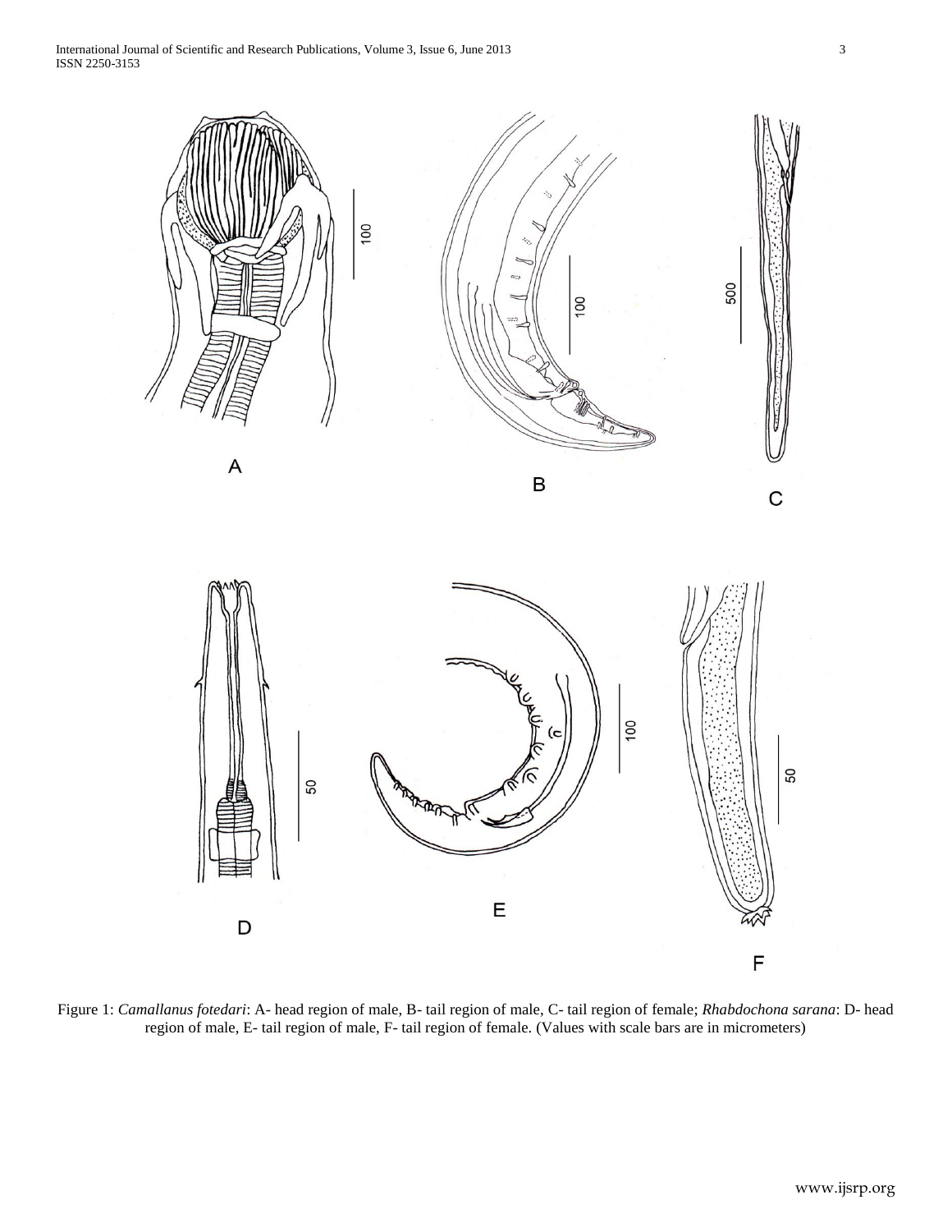Figure 1: *Camallanus fotedari*: A- head region of male, B- tail region of male, C- tail region of female; *Rhabdochona sarana*: D- head region of male, E- tail region of male, F- tail region of female. (Values with scale bars are in micrometers)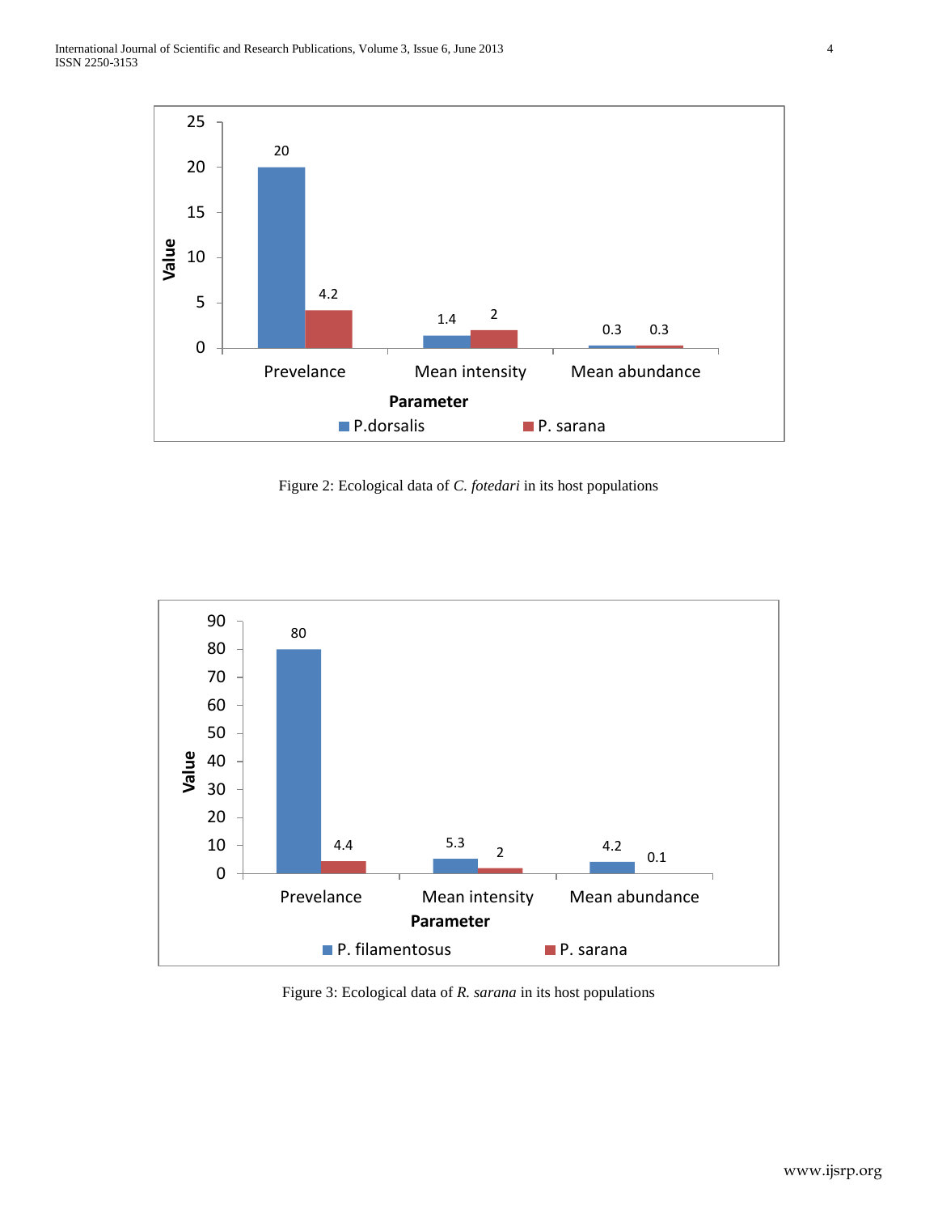Figure 2: Ecological data of *C. fotedari* in its host populations

Figure 3: Ecological data of *R. sarana* in its host populations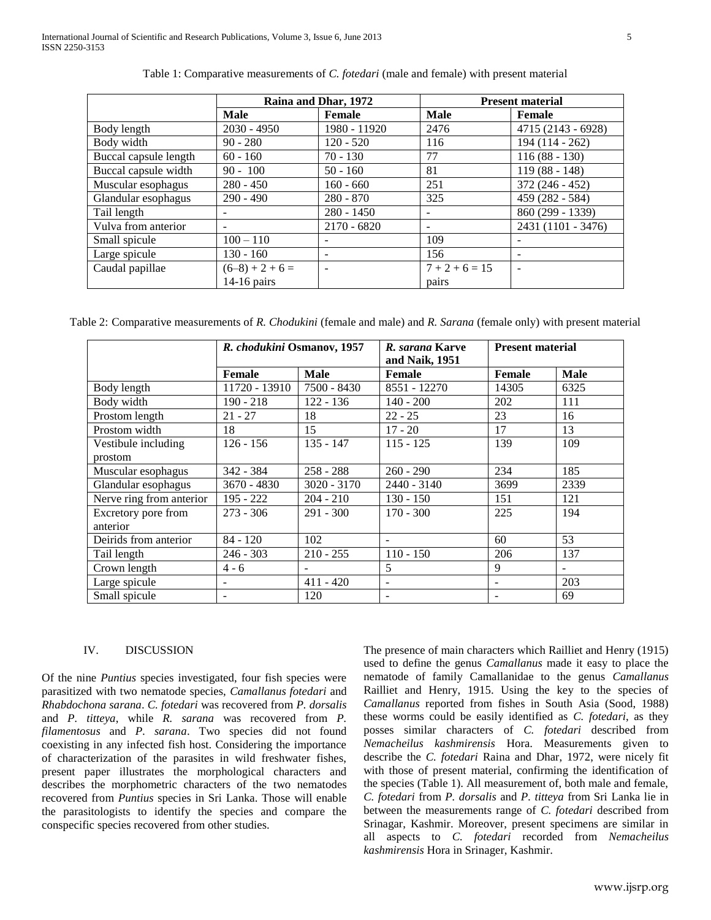Table 1: Comparative measurements of *C. fotedari* (male and female) with present material

| | Raina and Dhar, 1972 | | Present material | |
|---|---|---|---|---|
| | **Male** | **Female** | **Male** | **Female** |
| Body length | 2030 - 4950 | 1980 - 11920 | 2476 | 4715 (2143 - 6928) |
| Body width | 90 - 280 | 120 - 520 | 116 | 194 (114 - 262) |
| Buccal capsule length | 60 - 160 | 70 - 130 | 77 | 116 (88 - 130) |
| Buccal capsule width | 90 - 100 | 50 - 160 | 81 | 119 (88 - 148) |
| Muscular esophagus | 280 - 450 | 160 - 660 | 251 | 372 (246 - 452) |
| Glandular esophagus | 290 - 490 | 280 - 870 | 325 | 459 (282 - 584) |
| Tail length | - | 280 - 1450 | - | 860 (299 - 1339) |
| Vulva from anterior | - | 2170 - 6820 | - | 2431 (1101 - 3476) |
| Small spicule | 100 – 110 | - | 109 | - |
| Large spicule | 130 - 160 | - | 156 | - |
| Caudal papillae | (6–8) + 2 + 6 = 14-16 pairs | - | 7 + 2 + 6 = 15 pairs | - |

Table 2: Comparative measurements of *R. Chodukini* (female and male) and *R. Sarana* (female only) with present material

| | *R. chodukini* Osmanov, 1957 | | *R. sarana* Karve and Naik, 1951 | Present material | |
|---|---|---|---|---|---|
| | **Female** | **Male** | **Female** | **Female** | **Male** |
| Body length | 11720 - 13910 | 7500 - 8430 | 8551 - 12270 | 14305 | 6325 |
| Body width | 190 - 218 | 122 - 136 | 140 - 200 | 202 | 111 |
| Prostom length | 21 - 27 | 18 | 22 - 25 | 23 | 16 |
| Prostom width | 18 | 15 | 17 - 20 | 17 | 13 |
| Vestibule including prostom | 126 - 156 | 135 - 147 | 115 - 125 | 139 | 109 |
| Muscular esophagus | 342 - 384 | 258 - 288 | 260 - 290 | 234 | 185 |
| Glandular esophagus | 3670 - 4830 | 3020 - 3170 | 2440 - 3140 | 3699 | 2339 |
| Nerve ring from anterior | 195 - 222 | 204 - 210 | 130 - 150 | 151 | 121 |
| Excretory pore from anterior | 273 - 306 | 291 - 300 | 170 - 300 | 225 | 194 |
| Deirids from anterior | 84 - 120 | 102 | - | 60 | 53 |
| Tail length | 246 - 303 | 210 - 255 | 110 - 150 | 206 | 137 |
| Crown length | 4 - 6 | - | 5 | 9 | - |
| Large spicule | - | 411 - 420 | - | - | 203 |
| Small spicule | - | 120 | - | - | 69 |

## IV. DISCUSSION

Of the nine *Puntius* species investigated, four fish species were parasitized with two nematode species, *Camallanus fotedari* and *Rhabdochona sarana*. *C. fotedari* was recovered from *P. dorsalis* and *P. titteya*, while *R. sarana* was recovered from *P. filamentosus* and *P. sarana*. Two species did not found coexisting in any infected fish host. Considering the importance of characterization of the parasites in wild freshwater fishes, present paper illustrates the morphological characters and describes the morphometric characters of the two nematodes recovered from *Puntius* species in Sri Lanka. Those will enable the parasitologists to identify the species and compare the conspecific species recovered from other studies.

The presence of main characters which Railliet and Henry (1915) used to define the genus *Camallanus* made it easy to place the nematode of family Camallanidae to the genus *Camallanus* Railliet and Henry, 1915. Using the key to the species of *Camallanus* reported from fishes in South Asia (Sood, 1988) these worms could be easily identified as *C. fotedari*, as they posses similar characters of *C. fotedari* described from *Nemacheilus kashmirensis* Hora. Measurements given to describe the *C. fotedari* Raina and Dhar, 1972, were nicely fit with those of present material, confirming the identification of the species (Table 1). All measurement of, both male and female, *C. fotedari* from *P. dorsalis* and *P. titteya* from Sri Lanka lie in between the measurements range of *C. fotedari* described from Srinagar, Kashmir. Moreover, present specimens are similar in all aspects to *C. fotedari* recorded from *Nemacheilus kashmirensis* Hora in Srinager, Kashmir.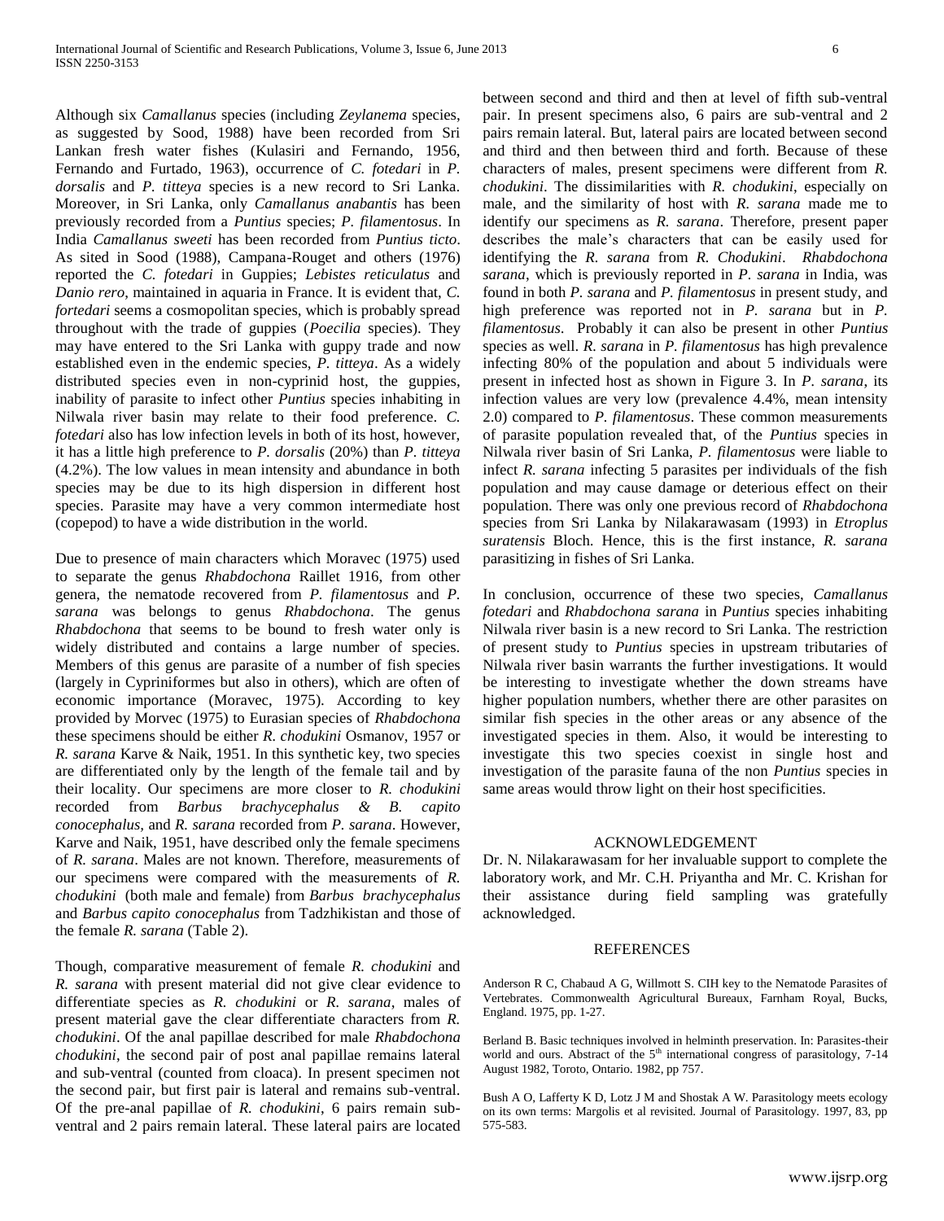Although six *Camallanus* species (including *Zeylanema* species, as suggested by Sood, 1988) have been recorded from Sri Lankan fresh water fishes (Kulasiri and Fernando, 1956, Fernando and Furtado, 1963), occurrence of *C. fotedari* in *P. dorsalis* and *P. titteya* species is a new record to Sri Lanka. Moreover, in Sri Lanka, only *Camallanus anabantis* has been previously recorded from a *Puntius* species; *P. filamentosus*. In India *Camallanus sweeti* has been recorded from *Puntius ticto*. As sited in Sood (1988), Campana-Rouget and others (1976) reported the *C. fotedari* in Guppies; *Lebistes reticulatus* and *Danio rero*, maintained in aquaria in France. It is evident that, *C. fortedari* seems a cosmopolitan species, which is probably spread throughout with the trade of guppies (*Poecilia* species). They may have entered to the Sri Lanka with guppy trade and now established even in the endemic species, *P. titteya*. As a widely distributed species even in non-cyprinid host, the guppies, inability of parasite to infect other *Puntius* species inhabiting in Nilwala river basin may relate to their food preference. *C. fotedari* also has low infection levels in both of its host, however, it has a little high preference to *P. dorsalis* (20%) than *P. titteya* (4.2%). The low values in mean intensity and abundance in both species may be due to its high dispersion in different host species. Parasite may have a very common intermediate host (copepod) to have a wide distribution in the world.

Due to presence of main characters which Moravec (1975) used to separate the genus *Rhabdochona* Raillet 1916, from other genera, the nematode recovered from *P. filamentosus* and *P. sarana* was belongs to genus *Rhabdochona*. The genus *Rhabdochona* that seems to be bound to fresh water only is widely distributed and contains a large number of species. Members of this genus are parasite of a number of fish species (largely in Cypriniformes but also in others), which are often of economic importance (Moravec, 1975). According to key provided by Morvec (1975) to Eurasian species of *Rhabdochona* these specimens should be either *R. chodukini* Osmanov, 1957 or *R. sarana* Karve & Naik, 1951. In this synthetic key, two species are differentiated only by the length of the female tail and by their locality. Our specimens are more closer to *R. chodukini* recorded from *Barbus brachycephalus & B. capito conocephalus,* and *R. sarana* recorded from *P. sarana*. However, Karve and Naik, 1951, have described only the female specimens of *R. sarana*. Males are not known. Therefore, measurements of our specimens were compared with the measurements of *R. chodukini* (both male and female) from *Barbus brachycephalus* and *Barbus capito conocephalus* from Tadzhikistan and those of the female *R. sarana* (Table 2).

Though, comparative measurement of female *R. chodukini* and *R. sarana* with present material did not give clear evidence to differentiate species as *R. chodukini* or *R. sarana*, males of present material gave the clear differentiate characters from *R. chodukini*. Of the anal papillae described for male *Rhabdochona chodukini*, the second pair of post anal papillae remains lateral and sub-ventral (counted from cloaca). In present specimen not the second pair, but first pair is lateral and remains sub-ventral. Of the pre-anal papillae of *R. chodukini*, 6 pairs remain sub-ventral and 2 pairs remain lateral. These lateral pairs are located between second and third and then at level of fifth sub-ventral pair. In present specimens also, 6 pairs are sub-ventral and 2 pairs remain lateral. But, lateral pairs are located between second and third and then between third and forth. Because of these characters of males, present specimens were different from *R. chodukini*. The dissimilarities with *R. chodukini*, especially on male, and the similarity of host with *R. sarana* made me to identify our specimens as *R. sarana*. Therefore, present paper describes the male's characters that can be easily used for identifying the *R. sarana* from *R. Chodukini*. *Rhabdochona sarana*, which is previously reported in *P. sarana* in India, was found in both *P. sarana* and *P. filamentosus* in present study, and high preference was reported not in *P. sarana* but in *P. filamentosus*. Probably it can also be present in other *Puntius* species as well. *R. sarana* in *P. filamentosus* has high prevalence infecting 80% of the population and about 5 individuals were present in infected host as shown in Figure 3. In *P. sarana*, its infection values are very low (prevalence 4.4%, mean intensity 2.0) compared to *P. filamentosus*. These common measurements of parasite population revealed that, of the *Puntius* species in Nilwala river basin of Sri Lanka, *P. filamentosus* were liable to infect *R. sarana* infecting 5 parasites per individuals of the fish population and may cause damage or deterious effect on their population. There was only one previous record of *Rhabdochona* species from Sri Lanka by Nilakarawasam (1993) in *Etroplus suratensis* Bloch. Hence, this is the first instance, *R. sarana* parasitizing in fishes of Sri Lanka.

In conclusion, occurrence of these two species, *Camallanus fotedari* and *Rhabdochona sarana* in *Puntius* species inhabiting Nilwala river basin is a new record to Sri Lanka. The restriction of present study to *Puntius* species in upstream tributaries of Nilwala river basin warrants the further investigations. It would be interesting to investigate whether the down streams have higher population numbers, whether there are other parasites on similar fish species in the other areas or any absence of the investigated species in them. Also, it would be interesting to investigate this two species coexist in single host and investigation of the parasite fauna of the non *Puntius* species in same areas would throw light on their host specificities.

## ACKNOWLEDGEMENT

Dr. N. Nilakarawasam for her invaluable support to complete the laboratory work, and Mr. C.H. Priyantha and Mr. C. Krishan for their assistance during field sampling was gratefully acknowledged.

## REFERENCES

Anderson R C, Chabaud A G, Willmott S. CIH key to the Nematode Parasites of Vertebrates. Commonwealth Agricultural Bureaux, Farnham Royal, Bucks, England. 1975, pp. 1-27.

Berland B. Basic techniques involved in helminth preservation. In: Parasites-their world and ours. Abstract of the 5th international congress of parasitology, 7-14 August 1982, Toroto, Ontario. 1982, pp 757.

Bush A O, Lafferty K D, Lotz J M and Shostak A W. Parasitology meets ecology on its own terms: Margolis et al revisited. Journal of Parasitology. 1997, 83, pp 575-583.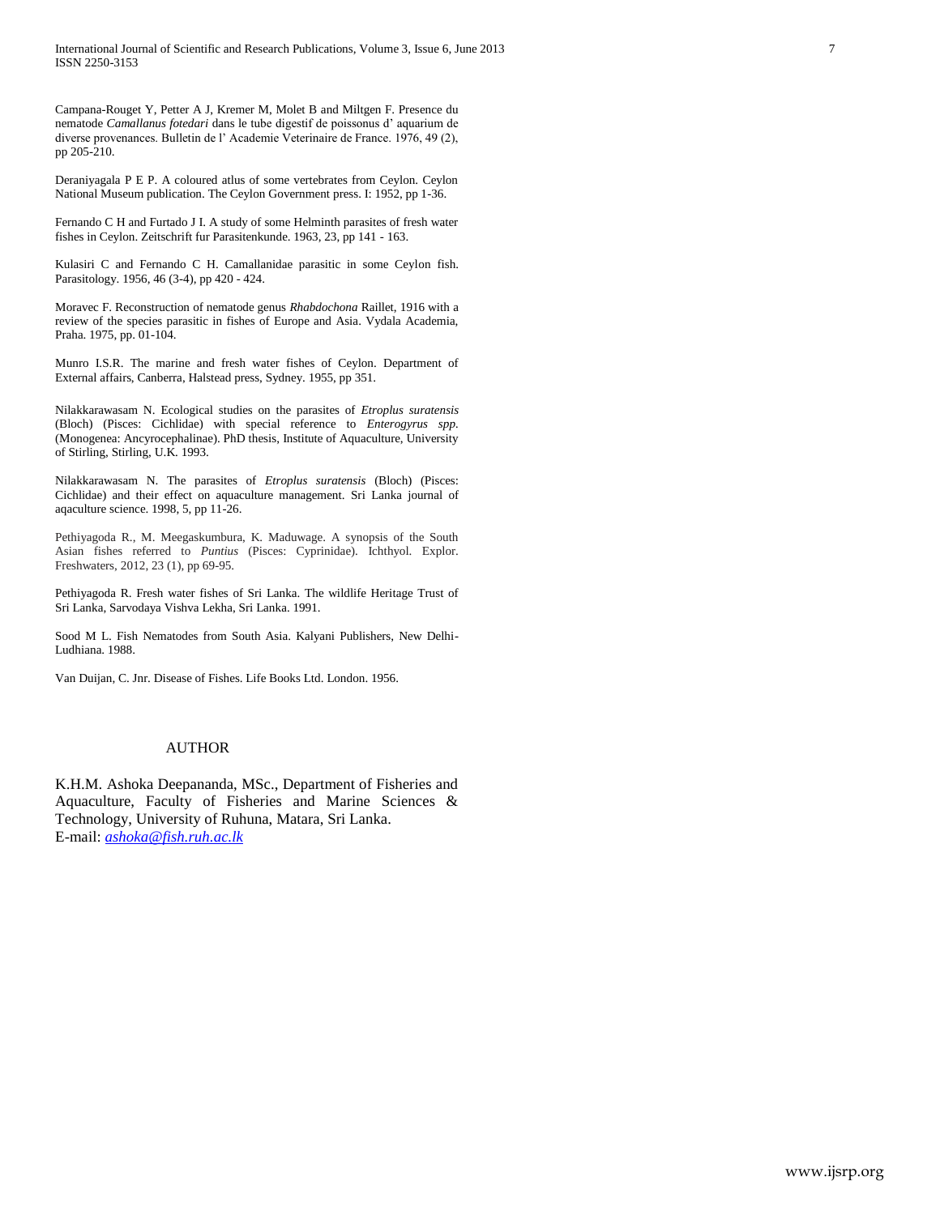Campana-Rouget Y, Petter A J, Kremer M, Molet B and Miltgen F. Presence du nematode *Camallanus fotedari* dans le tube digestif de poissonus d' aquarium de diverse provenances. Bulletin de l' Academie Veterinaire de France. 1976, 49 (2), pp 205-210.

Deraniyagala P E P. A coloured atlus of some vertebrates from Ceylon. Ceylon National Museum publication. The Ceylon Government press. I: 1952, pp 1-36.

Fernando C H and Furtado J I. A study of some Helminth parasites of fresh water fishes in Ceylon. Zeitschrift fur Parasitenkunde. 1963, 23, pp 141 - 163.

Kulasiri C and Fernando C H. Camallanidae parasitic in some Ceylon fish. Parasitology. 1956, 46 (3-4), pp 420 - 424.

Moravec F. Reconstruction of nematode genus *Rhabdochona* Raillet, 1916 with a review of the species parasitic in fishes of Europe and Asia. Vydala Academia, Praha. 1975, pp. 01-104.

Munro I.S.R. The marine and fresh water fishes of Ceylon. Department of External affairs, Canberra, Halstead press, Sydney. 1955, pp 351.

Nilakkarawasam N. Ecological studies on the parasites of *Etroplus suratensis* (Bloch) (Pisces: Cichlidae) with special reference to *Enterogyrus spp.* (Monogenea: Ancyrocephalinae). PhD thesis, Institute of Aquaculture, University of Stirling, Stirling, U.K. 1993.

Nilakkarawasam N. The parasites of *Etroplus suratensis* (Bloch) (Pisces: Cichlidae) and their effect on aquaculture management. Sri Lanka journal of aqaculture science. 1998, 5, pp 11-26.

Pethiyagoda R., M. Meegaskumbura, K. Maduwage. A synopsis of the South Asian fishes referred to *Puntius* (Pisces: Cyprinidae). Ichthyol. Explor. Freshwaters, 2012, 23 (1), pp 69-95.

Pethiyagoda R. Fresh water fishes of Sri Lanka. The wildlife Heritage Trust of Sri Lanka, Sarvodaya Vishva Lekha, Sri Lanka. 1991.

Sood M L. Fish Nematodes from South Asia. Kalyani Publishers, New Delhi-Ludhiana. 1988.

Van Duijan, C. Jnr. Disease of Fishes. Life Books Ltd. London. 1956.

## AUTHOR

K.H.M. Ashoka Deepananda, MSc., Department of Fisheries and Aquaculture, Faculty of Fisheries and Marine Sciences & Technology, University of Ruhuna, Matara, Sri Lanka.
E-mail: [ashoka@fish.ruh.ac.lk](mailto:ashoka@fish.ruh.ac.lk)